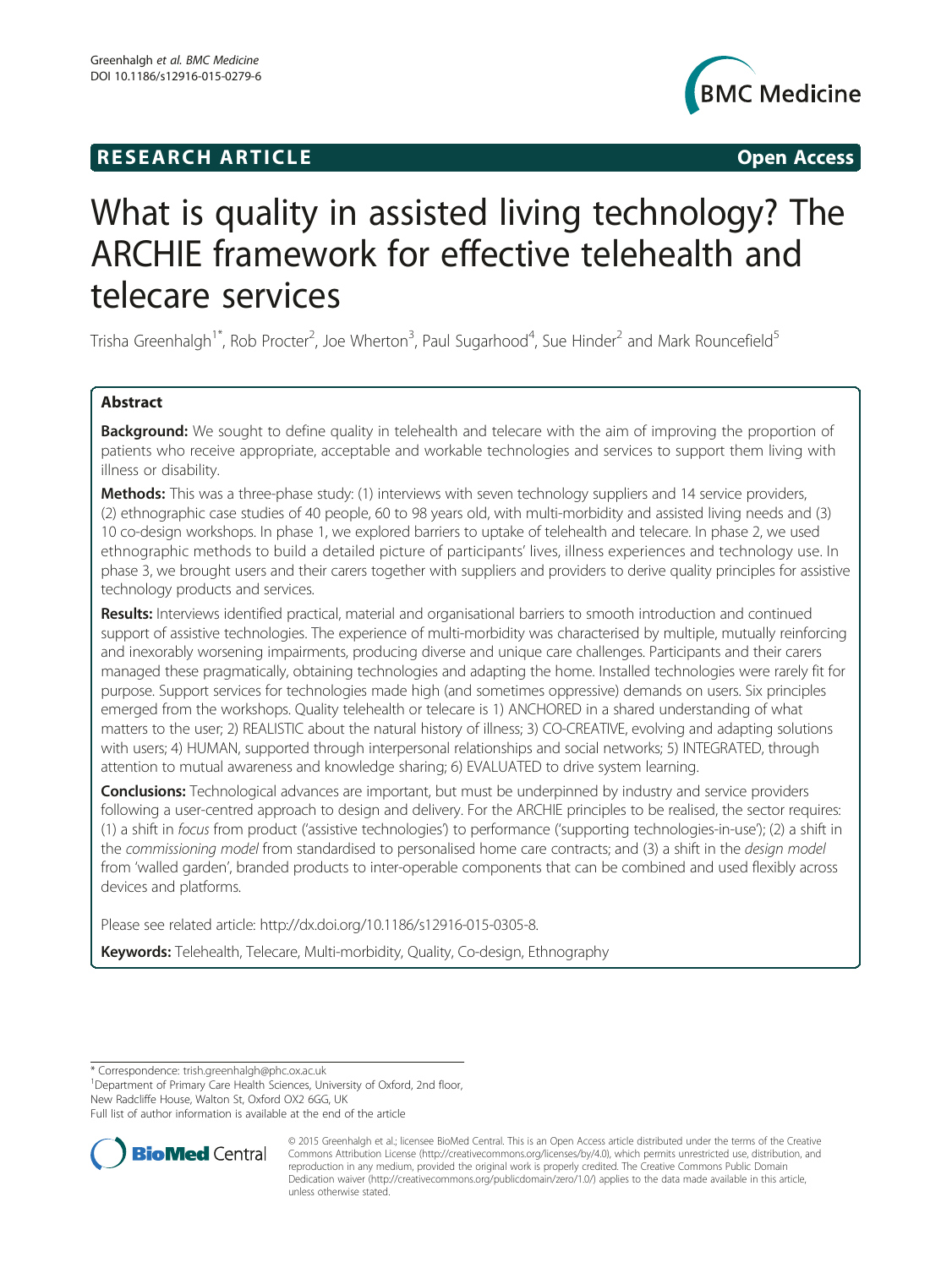RESEARCH ARTICLE **Open Access**

# What is quality in assisted living technology? The ARCHIE framework for effective telehealth and telecare services

Trisha Greenhalgh[1*], Rob Procter[2], Joe Wherton[3], Paul Sugarhood[4], Sue Hinder[2] and Mark Rouncefield[5]

## Abstract

**Background:** We sought to define quality in telehealth and telecare with the aim of improving the proportion of patients who receive appropriate, acceptable and workable technologies and services to support them living with illness or disability.

**Methods:** This was a three-phase study: (1) interviews with seven technology suppliers and 14 service providers, (2) ethnographic case studies of 40 people, 60 to 98 years old, with multi-morbidity and assisted living needs and (3) 10 co-design workshops. In phase 1, we explored barriers to uptake of telehealth and telecare. In phase 2, we used ethnographic methods to build a detailed picture of participants' lives, illness experiences and technology use. In phase 3, we brought users and their carers together with suppliers and providers to derive quality principles for assistive technology products and services.

**Results:** Interviews identified practical, material and organisational barriers to smooth introduction and continued support of assistive technologies. The experience of multi-morbidity was characterised by multiple, mutually reinforcing and inexorably worsening impairments, producing diverse and unique care challenges. Participants and their carers managed these pragmatically, obtaining technologies and adapting the home. Installed technologies were rarely fit for purpose. Support services for technologies made high (and sometimes oppressive) demands on users. Six principles emerged from the workshops. Quality telehealth or telecare is 1) ANCHORED in a shared understanding of what matters to the user; 2) REALISTIC about the natural history of illness; 3) CO-CREATIVE, evolving and adapting solutions with users; 4) HUMAN, supported through interpersonal relationships and social networks; 5) INTEGRATED, through attention to mutual awareness and knowledge sharing; 6) EVALUATED to drive system learning.

**Conclusions:** Technological advances are important, but must be underpinned by industry and service providers following a user-centred approach to design and delivery. For the ARCHIE principles to be realised, the sector requires: (1) a shift in *focus* from product ('assistive technologies') to performance ('supporting technologies-in-use'); (2) a shift in the *commissioning model* from standardised to personalised home care contracts; and (3) a shift in the *design model* from 'walled garden', branded products to inter-operable components that can be combined and used flexibly across devices and platforms.

Please see related article: http://dx.doi.org/10.1186/s12916-015-0305-8.

**Keywords:** Telehealth, Telecare, Multi-morbidity, Quality, Co-design, Ethnography

---

\* Correspondence: trish.greenhalgh@phc.ox.ac.uk
[1]Department of Primary Care Health Sciences, University of Oxford, 2nd floor, New Radcliffe House, Walton St, Oxford OX2 6GG, UK
Full list of author information is available at the end of the article

© 2015 Greenhalgh et al.; licensee BioMed Central. This is an Open Access article distributed under the terms of the Creative Commons Attribution License (http://creativecommons.org/licenses/by/4.0), which permits unrestricted use, distribution, and reproduction in any medium, provided the original work is properly credited. The Creative Commons Public Domain Dedication waiver (http://creativecommons.org/publicdomain/zero/1.0/) applies to the data made available in this article, unless otherwise stated.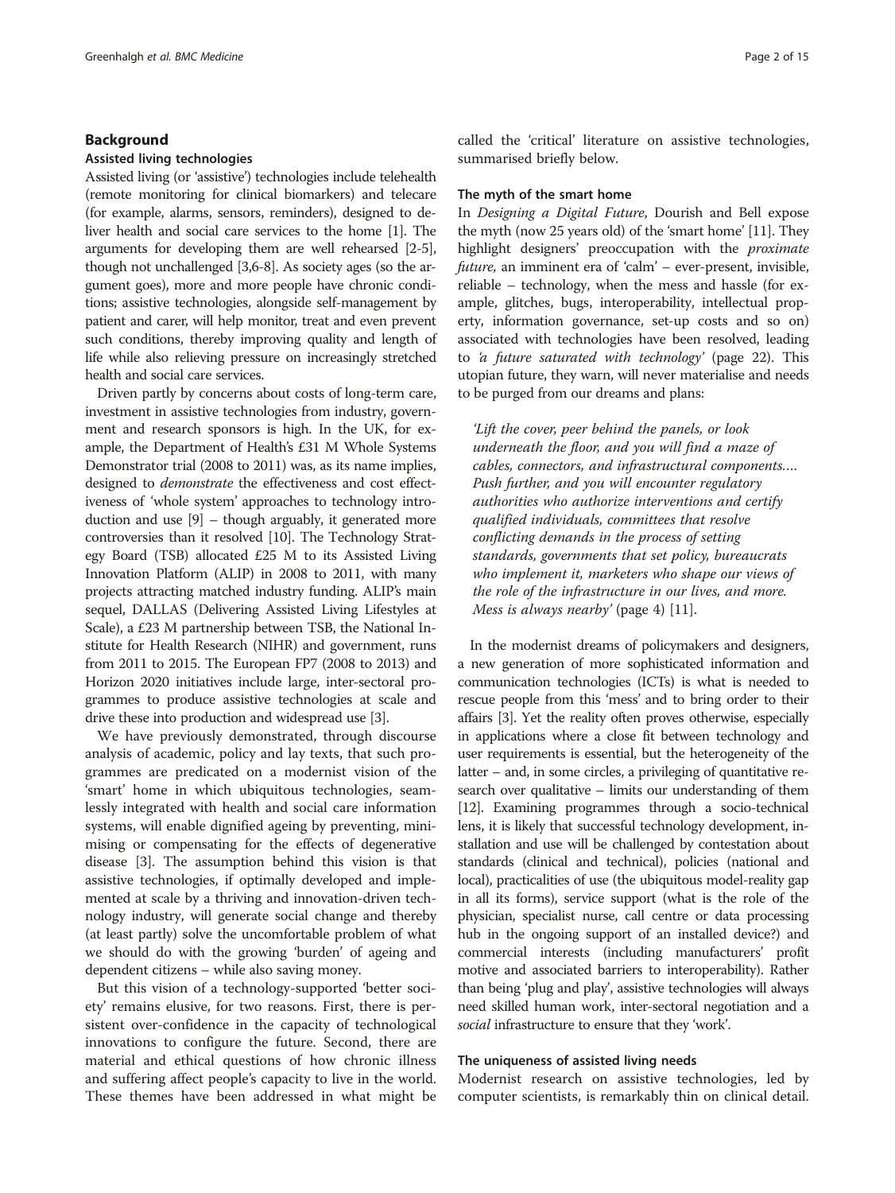## Background

### Assisted living technologies

Assisted living (or 'assistive') technologies include telehealth (remote monitoring for clinical biomarkers) and telecare (for example, alarms, sensors, reminders), designed to deliver health and social care services to the home [1]. The arguments for developing them are well rehearsed [2-5], though not unchallenged [3,6-8]. As society ages (so the argument goes), more and more people have chronic conditions; assistive technologies, alongside self-management by patient and carer, will help monitor, treat and even prevent such conditions, thereby improving quality and length of life while also relieving pressure on increasingly stretched health and social care services.

Driven partly by concerns about costs of long-term care, investment in assistive technologies from industry, government and research sponsors is high. In the UK, for example, the Department of Health's £31 M Whole Systems Demonstrator trial (2008 to 2011) was, as its name implies, designed to *demonstrate* the effectiveness and cost effectiveness of 'whole system' approaches to technology introduction and use [9] – though arguably, it generated more controversies than it resolved [10]. The Technology Strategy Board (TSB) allocated £25 M to its Assisted Living Innovation Platform (ALIP) in 2008 to 2011, with many projects attracting matched industry funding. ALIP's main sequel, DALLAS (Delivering Assisted Living Lifestyles at Scale), a £23 M partnership between TSB, the National Institute for Health Research (NIHR) and government, runs from 2011 to 2015. The European FP7 (2008 to 2013) and Horizon 2020 initiatives include large, inter-sectoral programmes to produce assistive technologies at scale and drive these into production and widespread use [3].

We have previously demonstrated, through discourse analysis of academic, policy and lay texts, that such programmes are predicated on a modernist vision of the 'smart' home in which ubiquitous technologies, seamlessly integrated with health and social care information systems, will enable dignified ageing by preventing, minimising or compensating for the effects of degenerative disease [3]. The assumption behind this vision is that assistive technologies, if optimally developed and implemented at scale by a thriving and innovation-driven technology industry, will generate social change and thereby (at least partly) solve the uncomfortable problem of what we should do with the growing 'burden' of ageing and dependent citizens – while also saving money.

But this vision of a technology-supported 'better society' remains elusive, for two reasons. First, there is persistent over-confidence in the capacity of technological innovations to configure the future. Second, there are material and ethical questions of how chronic illness and suffering affect people's capacity to live in the world. These themes have been addressed in what might be called the 'critical' literature on assistive technologies, summarised briefly below.

### The myth of the smart home

In *Designing a Digital Future*, Dourish and Bell expose the myth (now 25 years old) of the 'smart home' [11]. They highlight designers' preoccupation with the *proximate future*, an imminent era of 'calm' – ever-present, invisible, reliable – technology, when the mess and hassle (for example, glitches, bugs, interoperability, intellectual property, information governance, set-up costs and so on) associated with technologies have been resolved, leading to *'a future saturated with technology'* (page 22). This utopian future, they warn, will never materialise and needs to be purged from our dreams and plans:

> *'Lift the cover, peer behind the panels, or look underneath the floor, and you will find a maze of cables, connectors, and infrastructural components.... Push further, and you will encounter regulatory authorities who authorize interventions and certify qualified individuals, committees that resolve conflicting demands in the process of setting standards, governments that set policy, bureaucrats who implement it, marketers who shape our views of the role of the infrastructure in our lives, and more. Mess is always nearby'* (page 4) [11].

In the modernist dreams of policymakers and designers, a new generation of more sophisticated information and communication technologies (ICTs) is what is needed to rescue people from this 'mess' and to bring order to their affairs [3]. Yet the reality often proves otherwise, especially in applications where a close fit between technology and user requirements is essential, but the heterogeneity of the latter – and, in some circles, a privileging of quantitative research over qualitative – limits our understanding of them [12]. Examining programmes through a socio-technical lens, it is likely that successful technology development, installation and use will be challenged by contestation about standards (clinical and technical), policies (national and local), practicalities of use (the ubiquitous model-reality gap in all its forms), service support (what is the role of the physician, specialist nurse, call centre or data processing hub in the ongoing support of an installed device?) and commercial interests (including manufacturers' profit motive and associated barriers to interoperability). Rather than being 'plug and play', assistive technologies will always need skilled human work, inter-sectoral negotiation and a *social* infrastructure to ensure that they 'work'.

### The uniqueness of assisted living needs

Modernist research on assistive technologies, led by computer scientists, is remarkably thin on clinical detail.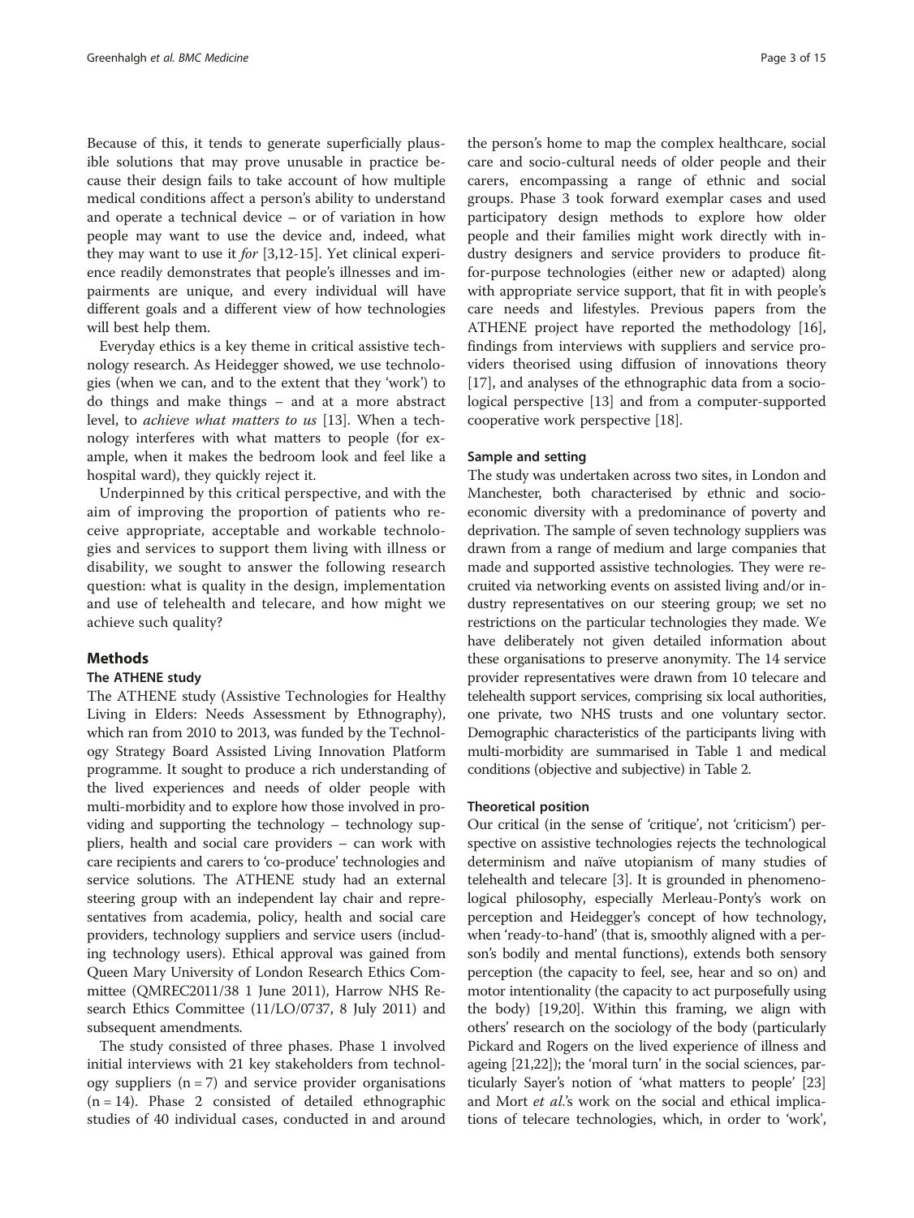Because of this, it tends to generate superficially plausible solutions that may prove unusable in practice because their design fails to take account of how multiple medical conditions affect a person's ability to understand and operate a technical device – or of variation in how people may want to use the device and, indeed, what they may want to use it *for* [3,12-15]. Yet clinical experience readily demonstrates that people's illnesses and impairments are unique, and every individual will have different goals and a different view of how technologies will best help them.

Everyday ethics is a key theme in critical assistive technology research. As Heidegger showed, we use technologies (when we can, and to the extent that they 'work') to do things and make things – and at a more abstract level, to *achieve what matters to us* [13]. When a technology interferes with what matters to people (for example, when it makes the bedroom look and feel like a hospital ward), they quickly reject it.

Underpinned by this critical perspective, and with the aim of improving the proportion of patients who receive appropriate, acceptable and workable technologies and services to support them living with illness or disability, we sought to answer the following research question: what is quality in the design, implementation and use of telehealth and telecare, and how might we achieve such quality?

## Methods

### The ATHENE study

The ATHENE study (Assistive Technologies for Healthy Living in Elders: Needs Assessment by Ethnography), which ran from 2010 to 2013, was funded by the Technology Strategy Board Assisted Living Innovation Platform programme. It sought to produce a rich understanding of the lived experiences and needs of older people with multi-morbidity and to explore how those involved in providing and supporting the technology – technology suppliers, health and social care providers – can work with care recipients and carers to 'co-produce' technologies and service solutions. The ATHENE study had an external steering group with an independent lay chair and representatives from academia, policy, health and social care providers, technology suppliers and service users (including technology users). Ethical approval was gained from Queen Mary University of London Research Ethics Committee (QMREC2011/38 1 June 2011), Harrow NHS Research Ethics Committee (11/LO/0737, 8 July 2011) and subsequent amendments.

The study consisted of three phases. Phase 1 involved initial interviews with 21 key stakeholders from technology suppliers (n = 7) and service provider organisations (n = 14). Phase 2 consisted of detailed ethnographic studies of 40 individual cases, conducted in and around the person's home to map the complex healthcare, social care and socio-cultural needs of older people and their carers, encompassing a range of ethnic and social groups. Phase 3 took forward exemplar cases and used participatory design methods to explore how older people and their families might work directly with industry designers and service providers to produce fit-for-purpose technologies (either new or adapted) along with appropriate service support, that fit in with people's care needs and lifestyles. Previous papers from the ATHENE project have reported the methodology [16], findings from interviews with suppliers and service providers theorised using diffusion of innovations theory [17], and analyses of the ethnographic data from a sociological perspective [13] and from a computer-supported cooperative work perspective [18].

### Sample and setting

The study was undertaken across two sites, in London and Manchester, both characterised by ethnic and socio-economic diversity with a predominance of poverty and deprivation. The sample of seven technology suppliers was drawn from a range of medium and large companies that made and supported assistive technologies. They were recruited via networking events on assisted living and/or industry representatives on our steering group; we set no restrictions on the particular technologies they made. We have deliberately not given detailed information about these organisations to preserve anonymity. The 14 service provider representatives were drawn from 10 telecare and telehealth support services, comprising six local authorities, one private, two NHS trusts and one voluntary sector. Demographic characteristics of the participants living with multi-morbidity are summarised in Table 1 and medical conditions (objective and subjective) in Table 2.

### Theoretical position

Our critical (in the sense of 'critique', not 'criticism') perspective on assistive technologies rejects the technological determinism and naïve utopianism of many studies of telehealth and telecare [3]. It is grounded in phenomenological philosophy, especially Merleau-Ponty's work on perception and Heidegger's concept of how technology, when 'ready-to-hand' (that is, smoothly aligned with a person's bodily and mental functions), extends both sensory perception (the capacity to feel, see, hear and so on) and motor intentionality (the capacity to act purposefully using the body) [19,20]. Within this framing, we align with others' research on the sociology of the body (particularly Pickard and Rogers on the lived experience of illness and ageing [21,22]); the 'moral turn' in the social sciences, particularly Sayer's notion of 'what matters to people' [23] and Mort *et al.*'s work on the social and ethical implications of telecare technologies, which, in order to 'work',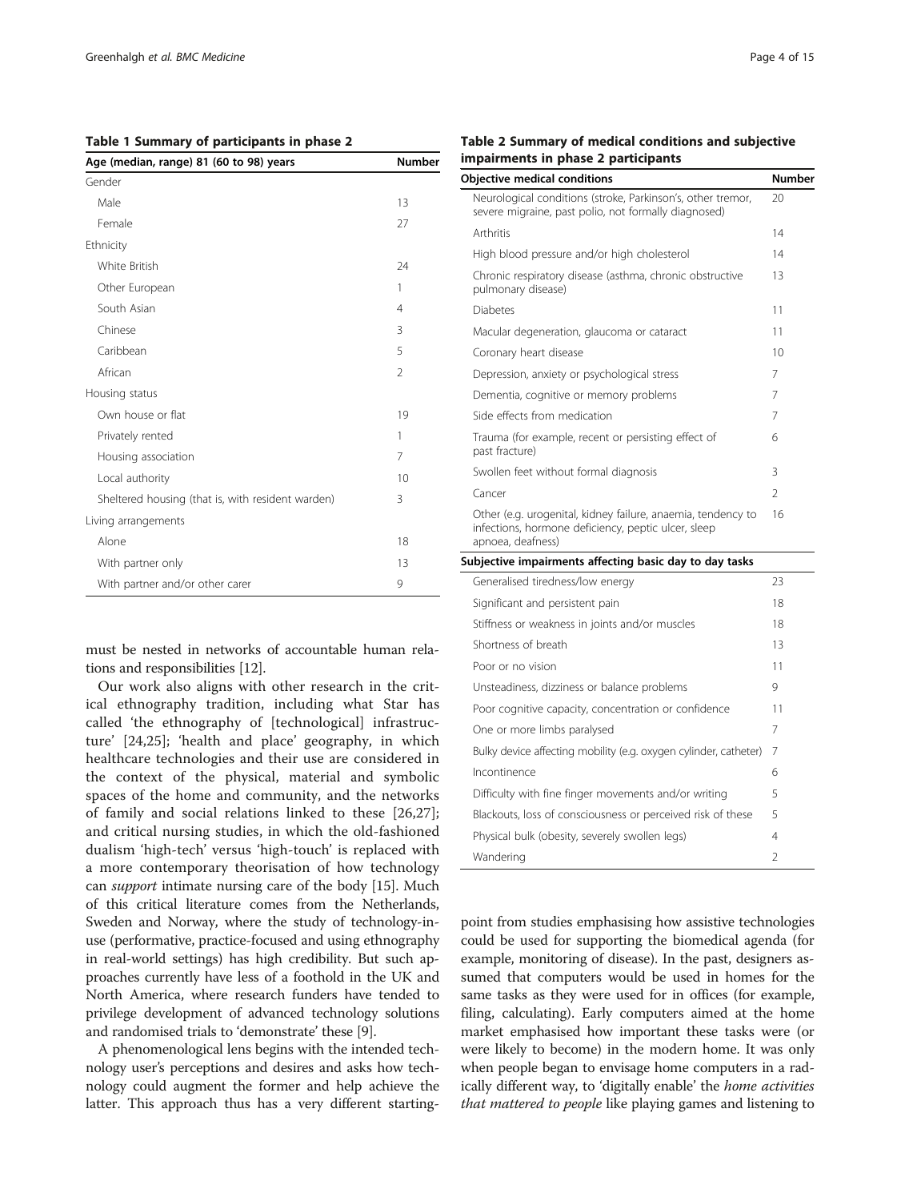**Table 1 Summary of participants in phase 2**

| Age (median, range) 81 (60 to 98) years | Number |
|---|---|
| Gender | |
| Male | 13 |
| Female | 27 |
| Ethnicity | |
| White British | 24 |
| Other European | 1 |
| South Asian | 4 |
| Chinese | 3 |
| Caribbean | 5 |
| African | 2 |
| Housing status | |
| Own house or flat | 19 |
| Privately rented | 1 |
| Housing association | 7 |
| Local authority | 10 |
| Sheltered housing (that is, with resident warden) | 3 |
| Living arrangements | |
| Alone | 18 |
| With partner only | 13 |
| With partner and/or other carer | 9 |

**Table 2 Summary of medical conditions and subjective impairments in phase 2 participants**

| Objective medical conditions | Number |
|---|---|
| Neurological conditions (stroke, Parkinson's, other tremor, severe migraine, past polio, not formally diagnosed) | 20 |
| Arthritis | 14 |
| High blood pressure and/or high cholesterol | 14 |
| Chronic respiratory disease (asthma, chronic obstructive pulmonary disease) | 13 |
| Diabetes | 11 |
| Macular degeneration, glaucoma or cataract | 11 |
| Coronary heart disease | 10 |
| Depression, anxiety or psychological stress | 7 |
| Dementia, cognitive or memory problems | 7 |
| Side effects from medication | 7 |
| Trauma (for example, recent or persisting effect of past fracture) | 6 |
| Swollen feet without formal diagnosis | 3 |
| Cancer | 2 |
| Other (e.g. urogenital, kidney failure, anaemia, tendency to infections, hormone deficiency, peptic ulcer, sleep apnoea, deafness) | 16 |
| **Subjective impairments affecting basic day to day tasks** | |
| Generalised tiredness/low energy | 23 |
| Significant and persistent pain | 18 |
| Stiffness or weakness in joints and/or muscles | 18 |
| Shortness of breath | 13 |
| Poor or no vision | 11 |
| Unsteadiness, dizziness or balance problems | 9 |
| Poor cognitive capacity, concentration or confidence | 11 |
| One or more limbs paralysed | 7 |
| Bulky device affecting mobility (e.g. oxygen cylinder, catheter) | 7 |
| Incontinence | 6 |
| Difficulty with fine finger movements and/or writing | 5 |
| Blackouts, loss of consciousness or perceived risk of these | 5 |
| Physical bulk (obesity, severely swollen legs) | 4 |
| Wandering | 2 |

must be nested in networks of accountable human relations and responsibilities [12].

Our work also aligns with other research in the critical ethnography tradition, including what Star has called 'the ethnography of [technological] infrastructure' [24,25]; 'health and place' geography, in which healthcare technologies and their use are considered in the context of the physical, material and symbolic spaces of the home and community, and the networks of family and social relations linked to these [26,27]; and critical nursing studies, in which the old-fashioned dualism 'high-tech' versus 'high-touch' is replaced with a more contemporary theorisation of how technology can *support* intimate nursing care of the body [15]. Much of this critical literature comes from the Netherlands, Sweden and Norway, where the study of technology-in-use (performative, practice-focused and using ethnography in real-world settings) has high credibility. But such approaches currently have less of a foothold in the UK and North America, where research funders have tended to privilege development of advanced technology solutions and randomised trials to 'demonstrate' these [9].

A phenomenological lens begins with the intended technology user's perceptions and desires and asks how technology could augment the former and help achieve the latter. This approach thus has a very different starting-point from studies emphasising how assistive technologies could be used for supporting the biomedical agenda (for example, monitoring of disease). In the past, designers assumed that computers would be used in homes for the same tasks as they were used for in offices (for example, filing, calculating). Early computers aimed at the home market emphasised how important these tasks were (or were likely to become) in the modern home. It was only when people began to envisage home computers in a radically different way, to 'digitally enable' the *home activities that mattered to people* like playing games and listening to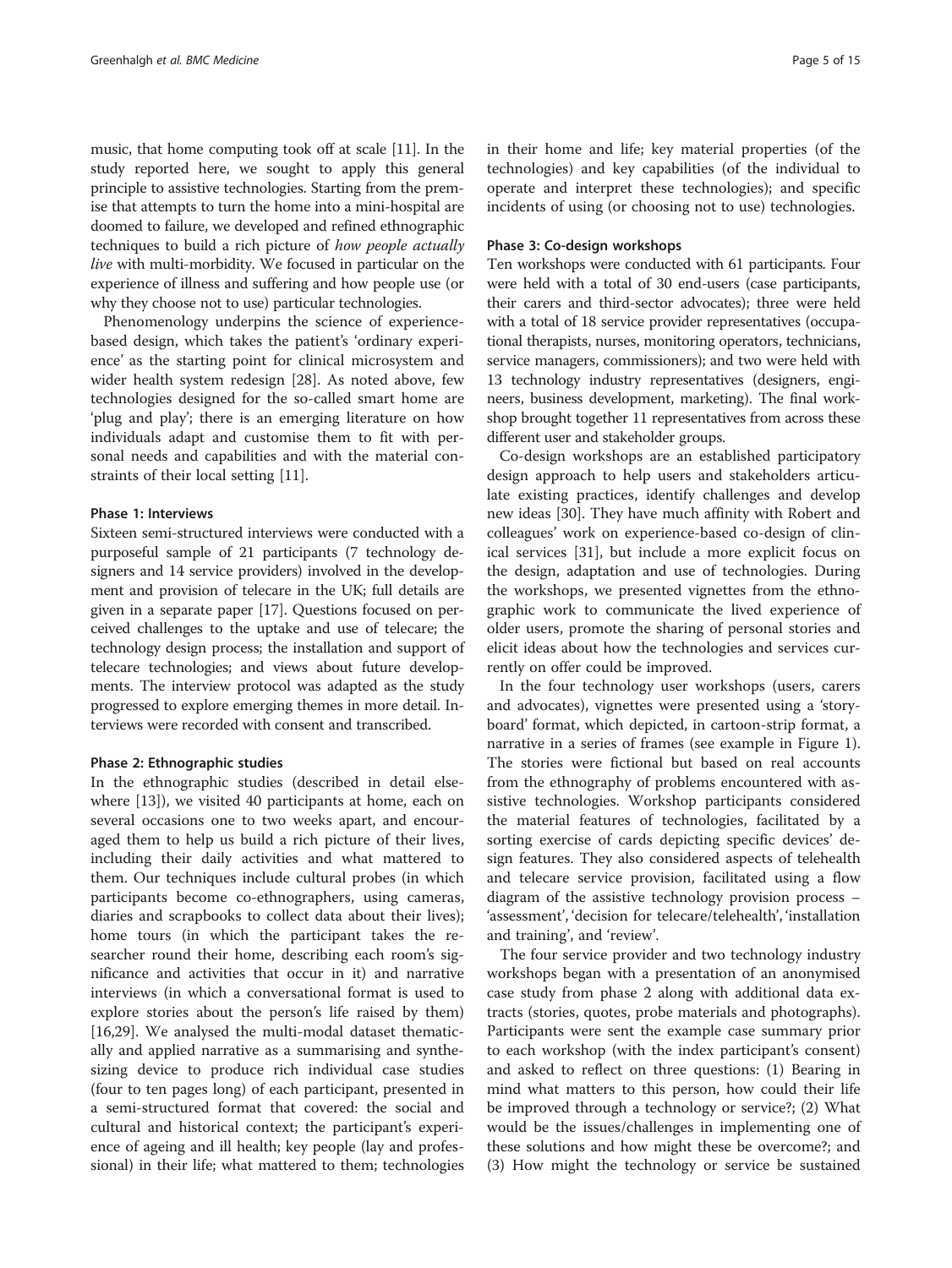music, that home computing took off at scale [11]. In the study reported here, we sought to apply this general principle to assistive technologies. Starting from the premise that attempts to turn the home into a mini-hospital are doomed to failure, we developed and refined ethnographic techniques to build a rich picture of *how people actually live* with multi-morbidity. We focused in particular on the experience of illness and suffering and how people use (or why they choose not to use) particular technologies.

Phenomenology underpins the science of experience-based design, which takes the patient's 'ordinary experience' as the starting point for clinical microsystem and wider health system redesign [28]. As noted above, few technologies designed for the so-called smart home are 'plug and play'; there is an emerging literature on how individuals adapt and customise them to fit with personal needs and capabilities and with the material constraints of their local setting [11].

### Phase 1: Interviews

Sixteen semi-structured interviews were conducted with a purposeful sample of 21 participants (7 technology designers and 14 service providers) involved in the development and provision of telecare in the UK; full details are given in a separate paper [17]. Questions focused on perceived challenges to the uptake and use of telecare; the technology design process; the installation and support of telecare technologies; and views about future developments. The interview protocol was adapted as the study progressed to explore emerging themes in more detail. Interviews were recorded with consent and transcribed.

### Phase 2: Ethnographic studies

In the ethnographic studies (described in detail elsewhere [13]), we visited 40 participants at home, each on several occasions one to two weeks apart, and encouraged them to help us build a rich picture of their lives, including their daily activities and what mattered to them. Our techniques include cultural probes (in which participants become co-ethnographers, using cameras, diaries and scrapbooks to collect data about their lives); home tours (in which the participant takes the researcher round their home, describing each room's significance and activities that occur in it) and narrative interviews (in which a conversational format is used to explore stories about the person's life raised by them) [16,29]. We analysed the multi-modal dataset thematically and applied narrative as a summarising and synthesizing device to produce rich individual case studies (four to ten pages long) of each participant, presented in a semi-structured format that covered: the social and cultural and historical context; the participant's experience of ageing and ill health; key people (lay and professional) in their life; what mattered to them; technologies in their home and life; key material properties (of the technologies) and key capabilities (of the individual to operate and interpret these technologies); and specific incidents of using (or choosing not to use) technologies.

### Phase 3: Co-design workshops

Ten workshops were conducted with 61 participants. Four were held with a total of 30 end-users (case participants, their carers and third-sector advocates); three were held with a total of 18 service provider representatives (occupational therapists, nurses, monitoring operators, technicians, service managers, commissioners); and two were held with 13 technology industry representatives (designers, engineers, business development, marketing). The final workshop brought together 11 representatives from across these different user and stakeholder groups.

Co-design workshops are an established participatory design approach to help users and stakeholders articulate existing practices, identify challenges and develop new ideas [30]. They have much affinity with Robert and colleagues' work on experience-based co-design of clinical services [31], but include a more explicit focus on the design, adaptation and use of technologies. During the workshops, we presented vignettes from the ethnographic work to communicate the lived experience of older users, promote the sharing of personal stories and elicit ideas about how the technologies and services currently on offer could be improved.

In the four technology user workshops (users, carers and advocates), vignettes were presented using a 'storyboard' format, which depicted, in cartoon-strip format, a narrative in a series of frames (see example in Figure 1). The stories were fictional but based on real accounts from the ethnography of problems encountered with assistive technologies. Workshop participants considered the material features of technologies, facilitated by a sorting exercise of cards depicting specific devices' design features. They also considered aspects of telehealth and telecare service provision, facilitated using a flow diagram of the assistive technology provision process – 'assessment', 'decision for telecare/telehealth', 'installation and training', and 'review'.

The four service provider and two technology industry workshops began with a presentation of an anonymised case study from phase 2 along with additional data extracts (stories, quotes, probe materials and photographs). Participants were sent the example case summary prior to each workshop (with the index participant's consent) and asked to reflect on three questions: (1) Bearing in mind what matters to this person, how could their life be improved through a technology or service?; (2) What would be the issues/challenges in implementing one of these solutions and how might these be overcome?; and (3) How might the technology or service be sustained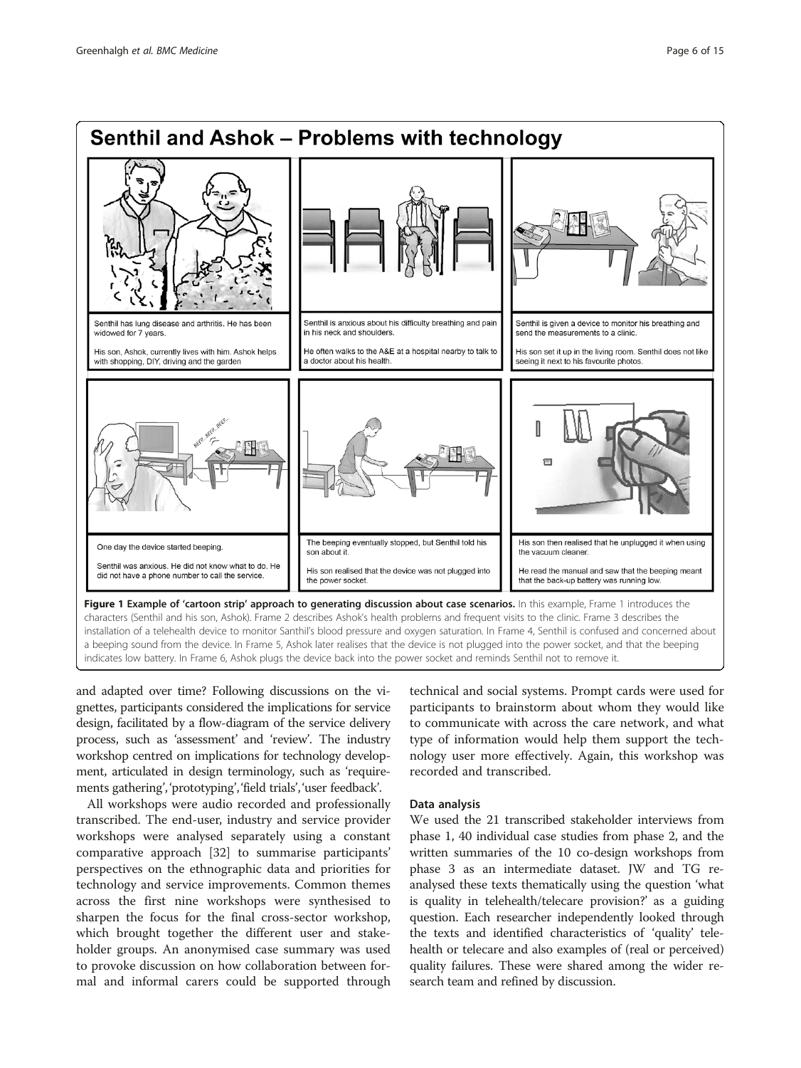**Senthil and Ashok – Problems with technology**

Senthil has lung disease and arthritis. He has been widowed for 7 years.

His son, Ashok, currently lives with him. Ashok helps with shopping, DIY, driving and the garden

Senthil is anxious about his difficulty breathing and pain in his neck and shoulders.

He often walks to the A&E at a hospital nearby to talk to a doctor about his health.

Senthil is given a device to monitor his breathing and send the measurements to a clinic.

His son set it up in the living room. Senthil does not like seeing it next to his favourite photos.

One day the device started beeping.

Senthil was anxious. He did not know what to do. He did not have a phone number to call the service.

The beeping eventually stopped, but Senthil told his son about it.

His son realised that the device was not plugged into the power socket.

His son then realised that he unplugged it when using the vacuum cleaner.

He read the manual and saw that the beeping meant that the back-up battery was running low.

**Figure 1 Example of 'cartoon strip' approach to generating discussion about case scenarios.** In this example, Frame 1 introduces the characters (Senthil and his son, Ashok). Frame 2 describes Ashok's health problems and frequent visits to the clinic. Frame 3 describes the installation of a telehealth device to monitor Santhil's blood pressure and oxygen saturation. In Frame 4, Senthil is confused and concerned about a beeping sound from the device. In Frame 5, Ashok later realises that the device is not plugged into the power socket, and that the beeping indicates low battery. In Frame 6, Ashok plugs the device back into the power socket and reminds Senthil not to remove it.

and adapted over time? Following discussions on the vignettes, participants considered the implications for service design, facilitated by a flow-diagram of the service delivery process, such as 'assessment' and 'review'. The industry workshop centred on implications for technology development, articulated in design terminology, such as 'requirements gathering', 'prototyping', 'field trials', 'user feedback'.

All workshops were audio recorded and professionally transcribed. The end-user, industry and service provider workshops were analysed separately using a constant comparative approach [32] to summarise participants' perspectives on the ethnographic data and priorities for technology and service improvements. Common themes across the first nine workshops were synthesised to sharpen the focus for the final cross-sector workshop, which brought together the different user and stakeholder groups. An anonymised case summary was used to provoke discussion on how collaboration between formal and informal carers could be supported through technical and social systems. Prompt cards were used for participants to brainstorm about whom they would like to communicate with across the care network, and what type of information would help them support the technology user more effectively. Again, this workshop was recorded and transcribed.

#### Data analysis

We used the 21 transcribed stakeholder interviews from phase 1, 40 individual case studies from phase 2, and the written summaries of the 10 co-design workshops from phase 3 as an intermediate dataset. JW and TG reanalysed these texts thematically using the question 'what is quality in telehealth/telecare provision?' as a guiding question. Each researcher independently looked through the texts and identified characteristics of 'quality' telehealth or telecare and also examples of (real or perceived) quality failures. These were shared among the wider research team and refined by discussion.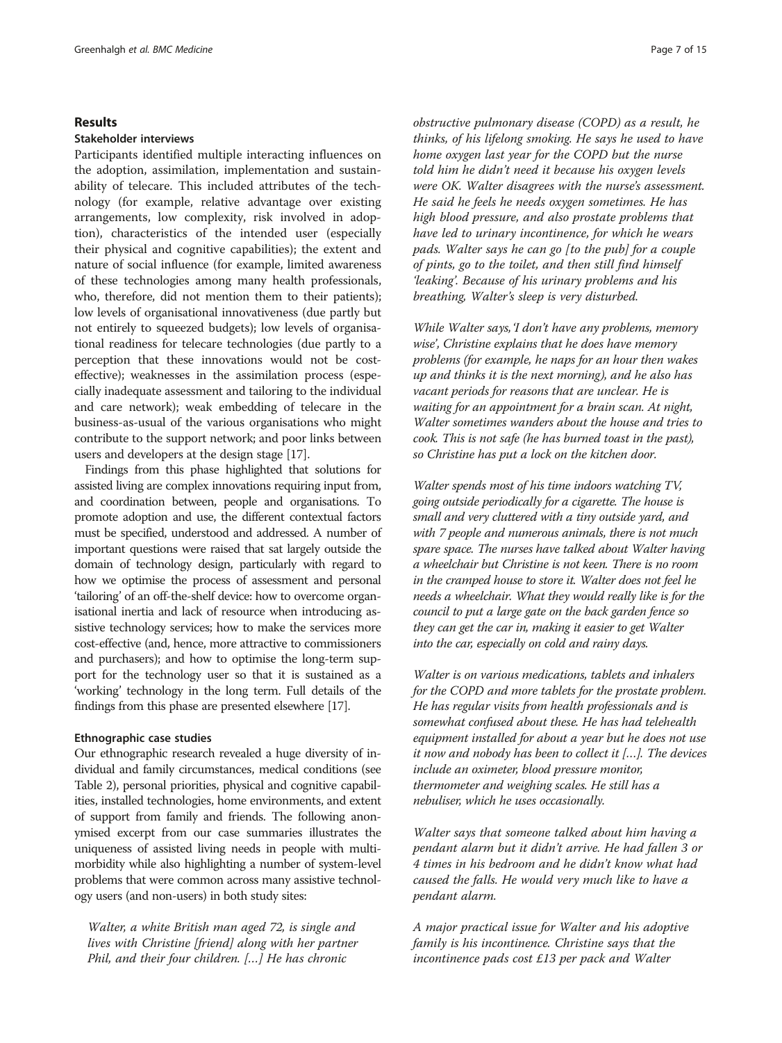## Results

### Stakeholder interviews

Participants identified multiple interacting influences on the adoption, assimilation, implementation and sustainability of telecare. This included attributes of the technology (for example, relative advantage over existing arrangements, low complexity, risk involved in adoption), characteristics of the intended user (especially their physical and cognitive capabilities); the extent and nature of social influence (for example, limited awareness of these technologies among many health professionals, who, therefore, did not mention them to their patients); low levels of organisational innovativeness (due partly but not entirely to squeezed budgets); low levels of organisational readiness for telecare technologies (due partly to a perception that these innovations would not be cost-effective); weaknesses in the assimilation process (especially inadequate assessment and tailoring to the individual and care network); weak embedding of telecare in the business-as-usual of the various organisations who might contribute to the support network; and poor links between users and developers at the design stage [17].

Findings from this phase highlighted that solutions for assisted living are complex innovations requiring input from, and coordination between, people and organisations. To promote adoption and use, the different contextual factors must be specified, understood and addressed. A number of important questions were raised that sat largely outside the domain of technology design, particularly with regard to how we optimise the process of assessment and personal 'tailoring' of an off-the-shelf device: how to overcome organisational inertia and lack of resource when introducing assistive technology services; how to make the services more cost-effective (and, hence, more attractive to commissioners and purchasers); and how to optimise the long-term support for the technology user so that it is sustained as a 'working' technology in the long term. Full details of the findings from this phase are presented elsewhere [17].

### Ethnographic case studies

Our ethnographic research revealed a huge diversity of individual and family circumstances, medical conditions (see Table 2), personal priorities, physical and cognitive capabilities, installed technologies, home environments, and extent of support from family and friends. The following anonymised excerpt from our case summaries illustrates the uniqueness of assisted living needs in people with multimorbidity while also highlighting a number of system-level problems that were common across many assistive technology users (and non-users) in both study sites:

> *Walter, a white British man aged 72, is single and lives with Christine [friend] along with her partner Phil, and their four children. [...] He has chronic obstructive pulmonary disease (COPD) as a result, he thinks, of his lifelong smoking. He says he used to have home oxygen last year for the COPD but the nurse told him he didn't need it because his oxygen levels were OK. Walter disagrees with the nurse's assessment. He said he feels he needs oxygen sometimes. He has high blood pressure, and also prostate problems that have led to urinary incontinence, for which he wears pads. Walter says he can go [to the pub] for a couple of pints, go to the toilet, and then still find himself 'leaking'. Because of his urinary problems and his breathing, Walter's sleep is very disturbed.*
>
> *While Walter says, 'I don't have any problems, memory wise', Christine explains that he does have memory problems (for example, he naps for an hour then wakes up and thinks it is the next morning), and he also has vacant periods for reasons that are unclear. He is waiting for an appointment for a brain scan. At night, Walter sometimes wanders about the house and tries to cook. This is not safe (he has burned toast in the past), so Christine has put a lock on the kitchen door.*
>
> *Walter spends most of his time indoors watching TV, going outside periodically for a cigarette. The house is small and very cluttered with a tiny outside yard, and with 7 people and numerous animals, there is not much spare space. The nurses have talked about Walter having a wheelchair but Christine is not keen. There is no room in the cramped house to store it. Walter does not feel he needs a wheelchair. What they would really like is for the council to put a large gate on the back garden fence so they can get the car in, making it easier to get Walter into the car, especially on cold and rainy days.*
>
> *Walter is on various medications, tablets and inhalers for the COPD and more tablets for the prostate problem. He has regular visits from health professionals and is somewhat confused about these. He has had telehealth equipment installed for about a year but he does not use it now and nobody has been to collect it [...]. The devices include an oximeter, blood pressure monitor, thermometer and weighing scales. He still has a nebuliser, which he uses occasionally.*
>
> *Walter says that someone talked about him having a pendant alarm but it didn't arrive. He had fallen 3 or 4 times in his bedroom and he didn't know what had caused the falls. He would very much like to have a pendant alarm.*
>
> *A major practical issue for Walter and his adoptive family is his incontinence. Christine says that the incontinence pads cost £13 per pack and Walter*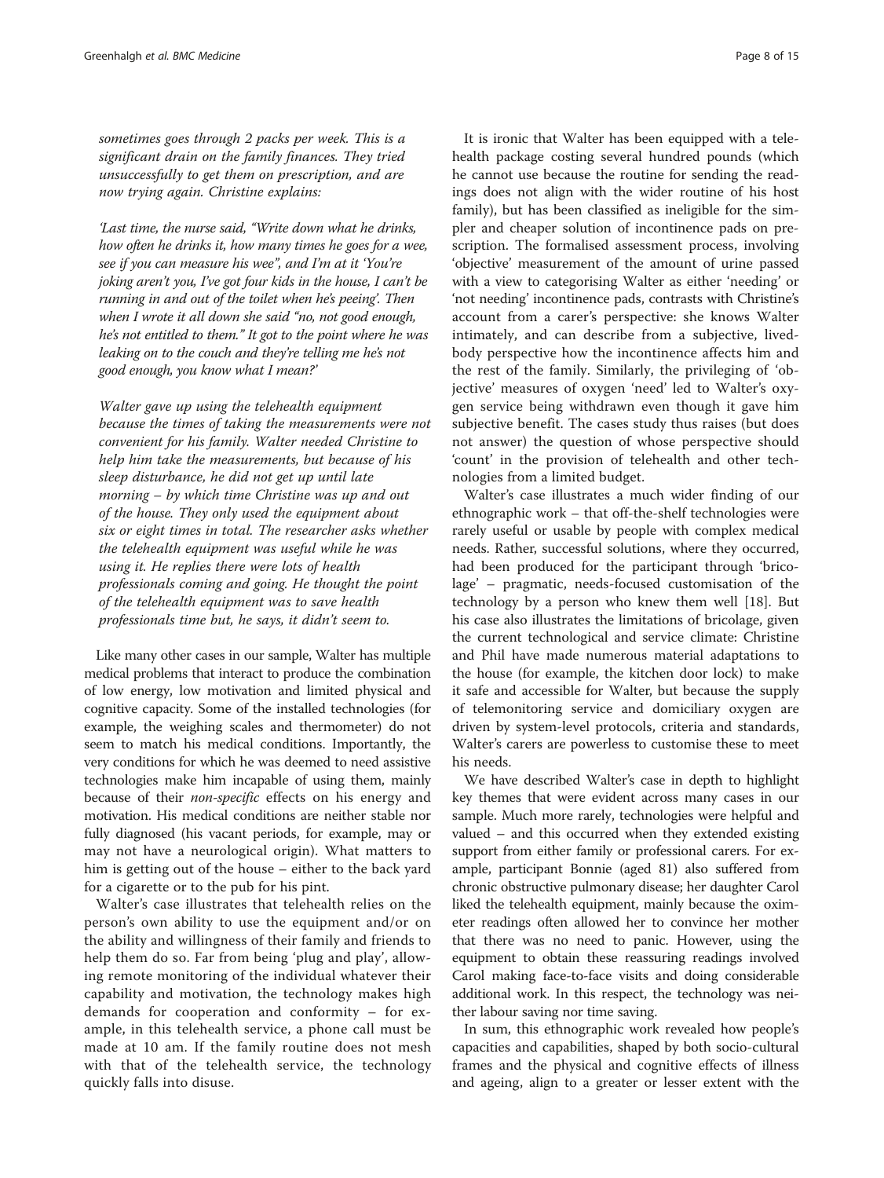*sometimes goes through 2 packs per week. This is a significant drain on the family finances. They tried unsuccessfully to get them on prescription, and are now trying again. Christine explains:*

*'Last time, the nurse said, "Write down what he drinks, how often he drinks it, how many times he goes for a wee, see if you can measure his wee", and I'm at it 'You're joking aren't you, I've got four kids in the house, I can't be running in and out of the toilet when he's peeing'. Then when I wrote it all down she said "no, not good enough, he's not entitled to them." It got to the point where he was leaking on to the couch and they're telling me he's not good enough, you know what I mean?'*

*Walter gave up using the telehealth equipment because the times of taking the measurements were not convenient for his family. Walter needed Christine to help him take the measurements, but because of his sleep disturbance, he did not get up until late morning – by which time Christine was up and out of the house. They only used the equipment about six or eight times in total. The researcher asks whether the telehealth equipment was useful while he was using it. He replies there were lots of health professionals coming and going. He thought the point of the telehealth equipment was to save health professionals time but, he says, it didn't seem to.*

Like many other cases in our sample, Walter has multiple medical problems that interact to produce the combination of low energy, low motivation and limited physical and cognitive capacity. Some of the installed technologies (for example, the weighing scales and thermometer) do not seem to match his medical conditions. Importantly, the very conditions for which he was deemed to need assistive technologies make him incapable of using them, mainly because of their *non-specific* effects on his energy and motivation. His medical conditions are neither stable nor fully diagnosed (his vacant periods, for example, may or may not have a neurological origin). What matters to him is getting out of the house – either to the back yard for a cigarette or to the pub for his pint.

Walter's case illustrates that telehealth relies on the person's own ability to use the equipment and/or on the ability and willingness of their family and friends to help them do so. Far from being 'plug and play', allowing remote monitoring of the individual whatever their capability and motivation, the technology makes high demands for cooperation and conformity – for example, in this telehealth service, a phone call must be made at 10 am. If the family routine does not mesh with that of the telehealth service, the technology quickly falls into disuse.

It is ironic that Walter has been equipped with a telehealth package costing several hundred pounds (which he cannot use because the routine for sending the readings does not align with the wider routine of his host family), but has been classified as ineligible for the simpler and cheaper solution of incontinence pads on prescription. The formalised assessment process, involving 'objective' measurement of the amount of urine passed with a view to categorising Walter as either 'needing' or 'not needing' incontinence pads, contrasts with Christine's account from a carer's perspective: she knows Walter intimately, and can describe from a subjective, lived-body perspective how the incontinence affects him and the rest of the family. Similarly, the privileging of 'objective' measures of oxygen 'need' led to Walter's oxygen service being withdrawn even though it gave him subjective benefit. The cases study thus raises (but does not answer) the question of whose perspective should 'count' in the provision of telehealth and other technologies from a limited budget.

Walter's case illustrates a much wider finding of our ethnographic work – that off-the-shelf technologies were rarely useful or usable by people with complex medical needs. Rather, successful solutions, where they occurred, had been produced for the participant through 'bricolage' – pragmatic, needs-focused customisation of the technology by a person who knew them well [18]. But his case also illustrates the limitations of bricolage, given the current technological and service climate: Christine and Phil have made numerous material adaptations to the house (for example, the kitchen door lock) to make it safe and accessible for Walter, but because the supply of telemonitoring service and domiciliary oxygen are driven by system-level protocols, criteria and standards, Walter's carers are powerless to customise these to meet his needs.

We have described Walter's case in depth to highlight key themes that were evident across many cases in our sample. Much more rarely, technologies were helpful and valued – and this occurred when they extended existing support from either family or professional carers. For example, participant Bonnie (aged 81) also suffered from chronic obstructive pulmonary disease; her daughter Carol liked the telehealth equipment, mainly because the oximeter readings often allowed her to convince her mother that there was no need to panic. However, using the equipment to obtain these reassuring readings involved Carol making face-to-face visits and doing considerable additional work. In this respect, the technology was neither labour saving nor time saving.

In sum, this ethnographic work revealed how people's capacities and capabilities, shaped by both socio-cultural frames and the physical and cognitive effects of illness and ageing, align to a greater or lesser extent with the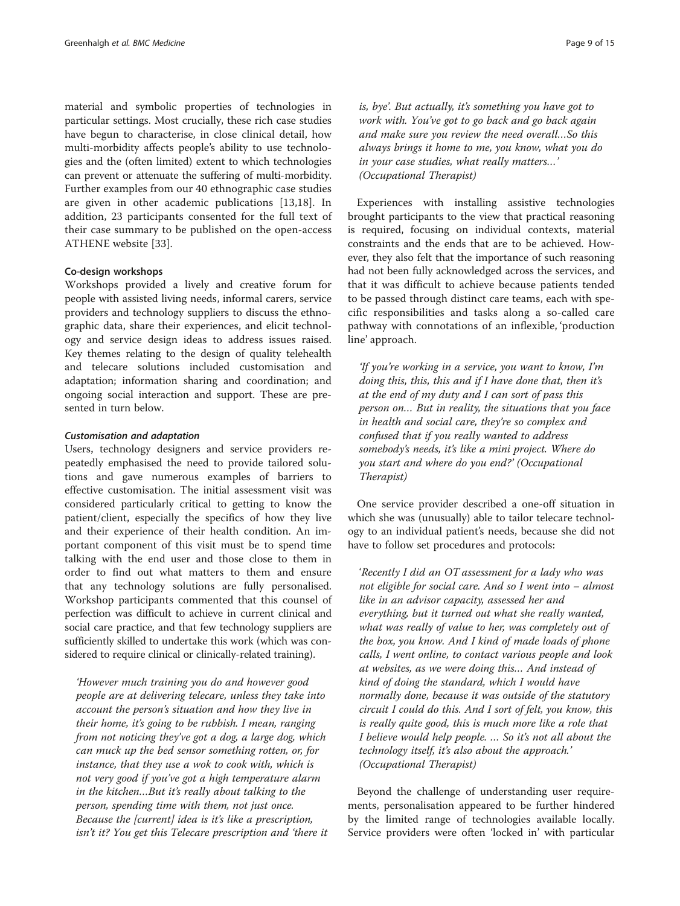material and symbolic properties of technologies in particular settings. Most crucially, these rich case studies have begun to characterise, in close clinical detail, how multi-morbidity affects people's ability to use technologies and the (often limited) extent to which technologies can prevent or attenuate the suffering of multi-morbidity. Further examples from our 40 ethnographic case studies are given in other academic publications [13,18]. In addition, 23 participants consented for the full text of their case summary to be published on the open-access ATHENE website [33].

#### Co-design workshops

Workshops provided a lively and creative forum for people with assisted living needs, informal carers, service providers and technology suppliers to discuss the ethnographic data, share their experiences, and elicit technology and service design ideas to address issues raised. Key themes relating to the design of quality telehealth and telecare solutions included customisation and adaptation; information sharing and coordination; and ongoing social interaction and support. These are presented in turn below.

##### *Customisation and adaptation*

Users, technology designers and service providers repeatedly emphasised the need to provide tailored solutions and gave numerous examples of barriers to effective customisation. The initial assessment visit was considered particularly critical to getting to know the patient/client, especially the specifics of how they live and their experience of their health condition. An important component of this visit must be to spend time talking with the end user and those close to them in order to find out what matters to them and ensure that any technology solutions are fully personalised. Workshop participants commented that this counsel of perfection was difficult to achieve in current clinical and social care practice, and that few technology suppliers are sufficiently skilled to undertake this work (which was considered to require clinical or clinically-related training).

> *'However much training you do and however good people are at delivering telecare, unless they take into account the person's situation and how they live in their home, it's going to be rubbish. I mean, ranging from not noticing they've got a dog, a large dog, which can muck up the bed sensor something rotten, or, for instance, that they use a wok to cook with, which is not very good if you've got a high temperature alarm in the kitchen…But it's really about talking to the person, spending time with them, not just once. Because the [current] idea is it's like a prescription, isn't it? You get this Telecare prescription and 'there it is, bye'. But actually, it's something you have got to work with. You've got to go back and go back again and make sure you review the need overall…So this always brings it home to me, you know, what you do in your case studies, what really matters…' (Occupational Therapist)*

Experiences with installing assistive technologies brought participants to the view that practical reasoning is required, focusing on individual contexts, material constraints and the ends that are to be achieved. However, they also felt that the importance of such reasoning had not been fully acknowledged across the services, and that it was difficult to achieve because patients tended to be passed through distinct care teams, each with specific responsibilities and tasks along a so-called care pathway with connotations of an inflexible, 'production line' approach.

> *'If you're working in a service, you want to know, I'm doing this, this, this and if I have done that, then it's at the end of my duty and I can sort of pass this person on… But in reality, the situations that you face in health and social care, they're so complex and confused that if you really wanted to address somebody's needs, it's like a mini project. Where do you start and where do you end?' (Occupational Therapist)*

One service provider described a one-off situation in which she was (unusually) able to tailor telecare technology to an individual patient's needs, because she did not have to follow set procedures and protocols:

> *'Recently I did an OT assessment for a lady who was not eligible for social care. And so I went into – almost like in an advisor capacity, assessed her and everything, but it turned out what she really wanted, what was really of value to her, was completely out of the box, you know. And I kind of made loads of phone calls, I went online, to contact various people and look at websites, as we were doing this… And instead of kind of doing the standard, which I would have normally done, because it was outside of the statutory circuit I could do this. And I sort of felt, you know, this is really quite good, this is much more like a role that I believe would help people. … So it's not all about the technology itself, it's also about the approach.' (Occupational Therapist)*

Beyond the challenge of understanding user requirements, personalisation appeared to be further hindered by the limited range of technologies available locally. Service providers were often 'locked in' with particular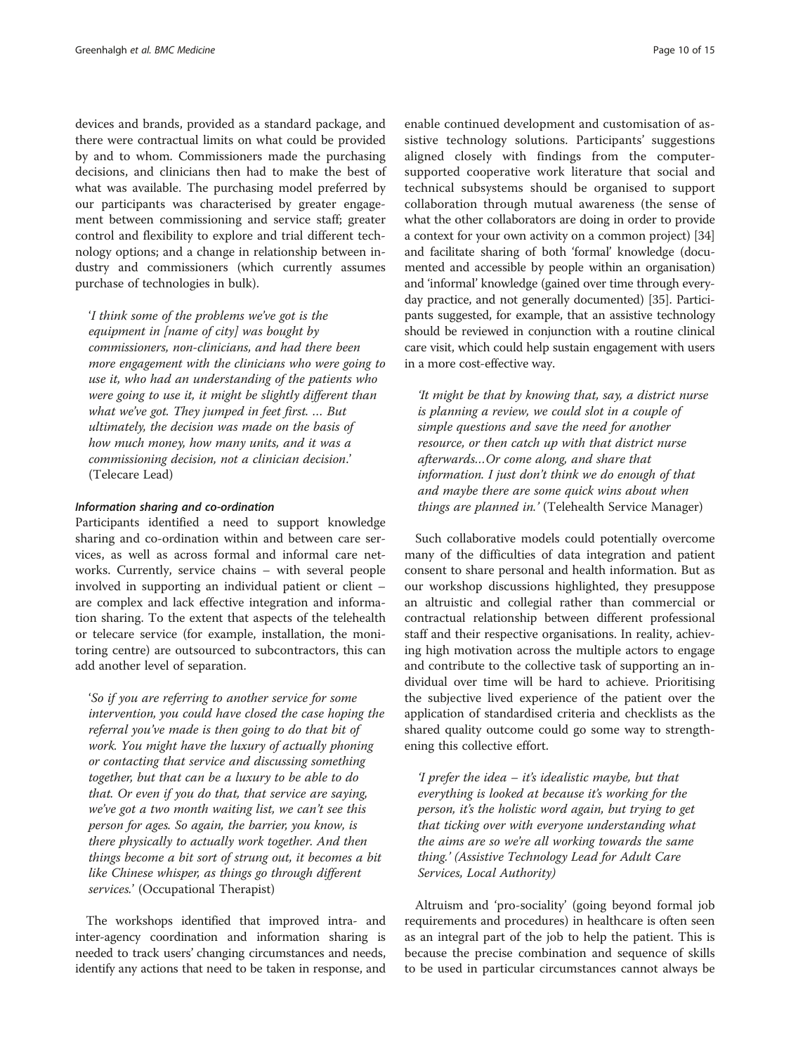devices and brands, provided as a standard package, and there were contractual limits on what could be provided by and to whom. Commissioners made the purchasing decisions, and clinicians then had to make the best of what was available. The purchasing model preferred by our participants was characterised by greater engagement between commissioning and service staff; greater control and flexibility to explore and trial different technology options; and a change in relationship between industry and commissioners (which currently assumes purchase of technologies in bulk).

> '*I think some of the problems we've got is the equipment in [name of city] was bought by commissioners, non-clinicians, and had there been more engagement with the clinicians who were going to use it, who had an understanding of the patients who were going to use it, it might be slightly different than what we've got. They jumped in feet first. … But ultimately, the decision was made on the basis of how much money, how many units, and it was a commissioning decision, not a clinician decision.*' (Telecare Lead)

#### *Information sharing and co-ordination*

Participants identified a need to support knowledge sharing and co-ordination within and between care services, as well as across formal and informal care networks. Currently, service chains – with several people involved in supporting an individual patient or client – are complex and lack effective integration and information sharing. To the extent that aspects of the telehealth or telecare service (for example, installation, the monitoring centre) are outsourced to subcontractors, this can add another level of separation.

> '*So if you are referring to another service for some intervention, you could have closed the case hoping the referral you've made is then going to do that bit of work. You might have the luxury of actually phoning or contacting that service and discussing something together, but that can be a luxury to be able to do that. Or even if you do that, that service are saying, we've got a two month waiting list, we can't see this person for ages. So again, the barrier, you know, is there physically to actually work together. And then things become a bit sort of strung out, it becomes a bit like Chinese whisper, as things go through different services.*' (Occupational Therapist)

The workshops identified that improved intra- and inter-agency coordination and information sharing is needed to track users' changing circumstances and needs, identify any actions that need to be taken in response, and enable continued development and customisation of assistive technology solutions. Participants' suggestions aligned closely with findings from the computer-supported cooperative work literature that social and technical subsystems should be organised to support collaboration through mutual awareness (the sense of what the other collaborators are doing in order to provide a context for your own activity on a common project) [34] and facilitate sharing of both 'formal' knowledge (documented and accessible by people within an organisation) and 'informal' knowledge (gained over time through everyday practice, and not generally documented) [35]. Participants suggested, for example, that an assistive technology should be reviewed in conjunction with a routine clinical care visit, which could help sustain engagement with users in a more cost-effective way.

> *'It might be that by knowing that, say, a district nurse is planning a review, we could slot in a couple of simple questions and save the need for another resource, or then catch up with that district nurse afterwards…Or come along, and share that information. I just don't think we do enough of that and maybe there are some quick wins about when things are planned in.'* (Telehealth Service Manager)

Such collaborative models could potentially overcome many of the difficulties of data integration and patient consent to share personal and health information. But as our workshop discussions highlighted, they presuppose an altruistic and collegial rather than commercial or contractual relationship between different professional staff and their respective organisations. In reality, achieving high motivation across the multiple actors to engage and contribute to the collective task of supporting an individual over time will be hard to achieve. Prioritising the subjective lived experience of the patient over the application of standardised criteria and checklists as the shared quality outcome could go some way to strengthening this collective effort.

> *'I prefer the idea – it's idealistic maybe, but that everything is looked at because it's working for the person, it's the holistic word again, but trying to get that ticking over with everyone understanding what the aims are so we're all working towards the same thing.' (Assistive Technology Lead for Adult Care Services, Local Authority)*

Altruism and 'pro-sociality' (going beyond formal job requirements and procedures) in healthcare is often seen as an integral part of the job to help the patient. This is because the precise combination and sequence of skills to be used in particular circumstances cannot always be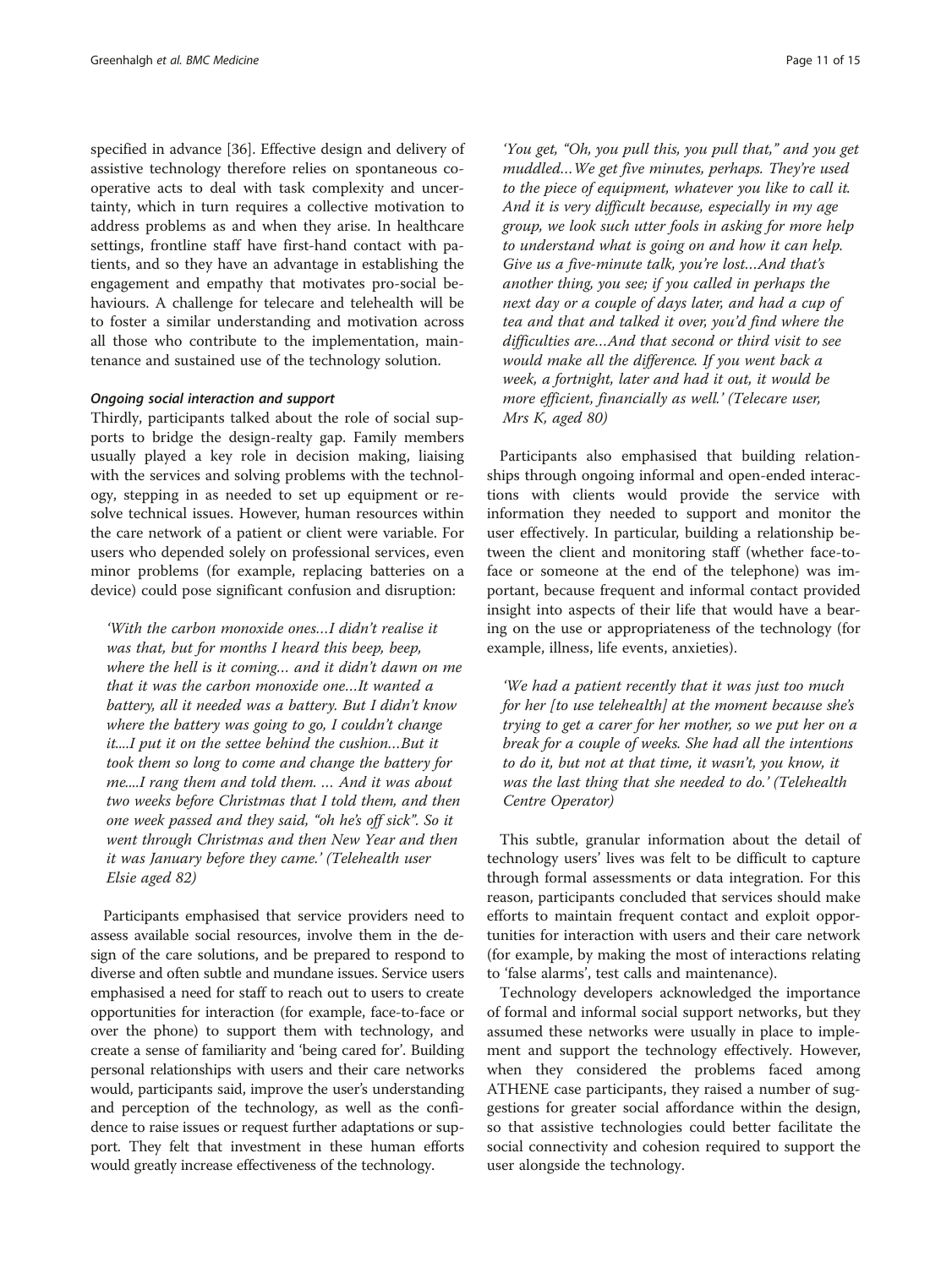specified in advance [36]. Effective design and delivery of assistive technology therefore relies on spontaneous co-operative acts to deal with task complexity and uncertainty, which in turn requires a collective motivation to address problems as and when they arise. In healthcare settings, frontline staff have first-hand contact with patients, and so they have an advantage in establishing the engagement and empathy that motivates pro-social behaviours. A challenge for telecare and telehealth will be to foster a similar understanding and motivation across all those who contribute to the implementation, maintenance and sustained use of the technology solution.

#### *Ongoing social interaction and support*

Thirdly, participants talked about the role of social supports to bridge the design-realty gap. Family members usually played a key role in decision making, liaising with the services and solving problems with the technology, stepping in as needed to set up equipment or resolve technical issues. However, human resources within the care network of a patient or client were variable. For users who depended solely on professional services, even minor problems (for example, replacing batteries on a device) could pose significant confusion and disruption:

> *'With the carbon monoxide ones…I didn't realise it was that, but for months I heard this beep, beep, where the hell is it coming… and it didn't dawn on me that it was the carbon monoxide one…It wanted a battery, all it needed was a battery. But I didn't know where the battery was going to go, I couldn't change it....I put it on the settee behind the cushion…But it took them so long to come and change the battery for me....I rang them and told them. … And it was about two weeks before Christmas that I told them, and then one week passed and they said, "oh he's off sick". So it went through Christmas and then New Year and then it was January before they came.' (Telehealth user Elsie aged 82)*

Participants emphasised that service providers need to assess available social resources, involve them in the design of the care solutions, and be prepared to respond to diverse and often subtle and mundane issues. Service users emphasised a need for staff to reach out to users to create opportunities for interaction (for example, face-to-face or over the phone) to support them with technology, and create a sense of familiarity and 'being cared for'. Building personal relationships with users and their care networks would, participants said, improve the user's understanding and perception of the technology, as well as the confidence to raise issues or request further adaptations or support. They felt that investment in these human efforts would greatly increase effectiveness of the technology.

> *'You get, "Oh, you pull this, you pull that," and you get muddled…We get five minutes, perhaps. They're used to the piece of equipment, whatever you like to call it. And it is very difficult because, especially in my age group, we look such utter fools in asking for more help to understand what is going on and how it can help. Give us a five-minute talk, you're lost…And that's another thing, you see; if you called in perhaps the next day or a couple of days later, and had a cup of tea and that and talked it over, you'd find where the difficulties are…And that second or third visit to see would make all the difference. If you went back a week, a fortnight, later and had it out, it would be more efficient, financially as well.' (Telecare user, Mrs K, aged 80)*

Participants also emphasised that building relationships through ongoing informal and open-ended interactions with clients would provide the service with information they needed to support and monitor the user effectively. In particular, building a relationship between the client and monitoring staff (whether face-to-face or someone at the end of the telephone) was important, because frequent and informal contact provided insight into aspects of their life that would have a bearing on the use or appropriateness of the technology (for example, illness, life events, anxieties).

> *'We had a patient recently that it was just too much for her [to use telehealth] at the moment because she's trying to get a carer for her mother, so we put her on a break for a couple of weeks. She had all the intentions to do it, but not at that time, it wasn't, you know, it was the last thing that she needed to do.' (Telehealth Centre Operator)*

This subtle, granular information about the detail of technology users' lives was felt to be difficult to capture through formal assessments or data integration. For this reason, participants concluded that services should make efforts to maintain frequent contact and exploit opportunities for interaction with users and their care network (for example, by making the most of interactions relating to 'false alarms', test calls and maintenance).

Technology developers acknowledged the importance of formal and informal social support networks, but they assumed these networks were usually in place to implement and support the technology effectively. However, when they considered the problems faced among ATHENE case participants, they raised a number of suggestions for greater social affordance within the design, so that assistive technologies could better facilitate the social connectivity and cohesion required to support the user alongside the technology.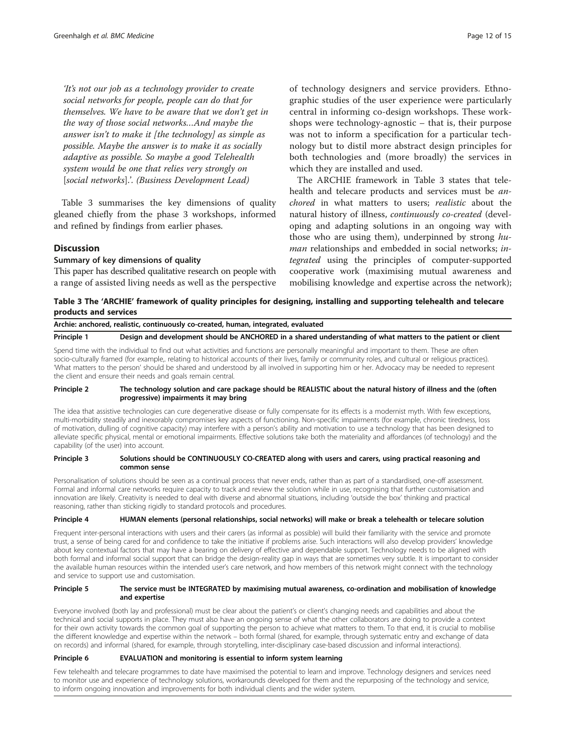*'It's not our job as a technology provider to create social networks for people, people can do that for themselves. We have to be aware that we don't get in the way of those social networks…And maybe the answer isn't to make it [the technology] as simple as possible. Maybe the answer is to make it as socially adaptive as possible. So maybe a good Telehealth system would be one that relies very strongly on [social networks].'. (Business Development Lead)*

Table 3 summarises the key dimensions of quality gleaned chiefly from the phase 3 workshops, informed and refined by findings from earlier phases.

## Discussion

### Summary of key dimensions of quality

This paper has described qualitative research on people with a range of assisted living needs as well as the perspective of technology designers and service providers. Ethnographic studies of the user experience were particularly central in informing co-design workshops. These workshops were technology-agnostic – that is, their purpose was not to inform a specification for a particular technology but to distil more abstract design principles for both technologies and (more broadly) the services in which they are installed and used.

The ARCHIE framework in Table 3 states that telehealth and telecare products and services must be *anchored* in what matters to users; *realistic* about the natural history of illness, *continuously co-created* (developing and adapting solutions in an ongoing way with those who are using them), underpinned by strong *human* relationships and embedded in social networks; *integrated* using the principles of computer-supported cooperative work (maximising mutual awareness and mobilising knowledge and expertise across the network);

**Table 3 The 'ARCHIE' framework of quality principles for designing, installing and supporting telehealth and telecare products and services**

| Archie: anchored, realistic, continuously co-created, human, integrated, evaluated | |
|---|---|
| **Principle 1** | **Design and development should be ANCHORED in a shared understanding of what matters to the patient or client** |
| Spend time with the individual to find out what activities and functions are personally meaningful and important to them. These are often socio-culturally framed (for example,. relating to historical accounts of their lives, family or community roles, and cultural or religious practices). 'What matters to the person' should be shared and understood by all involved in supporting him or her. Advocacy may be needed to represent the client and ensure their needs and goals remain central. | |
| **Principle 2** | **The technology solution and care package should be REALISTIC about the natural history of illness and the (often progressive) impairments it may bring** |
| The idea that assistive technologies can cure degenerative disease or fully compensate for its effects is a modernist myth. With few exceptions, multi-morbidity steadily and inexorably compromises key aspects of functioning. Non-specific impairments (for example, chronic tiredness, loss of motivation, dulling of cognitive capacity) may interfere with a person's ability and motivation to use a technology that has been designed to alleviate specific physical, mental or emotional impairments. Effective solutions take both the materiality and affordances (of technology) and the capability (of the user) into account. | |
| **Principle 3** | **Solutions should be CONTINUOUSLY CO-CREATED along with users and carers, using practical reasoning and common sense** |
| Personalisation of solutions should be seen as a continual process that never ends, rather than as part of a standardised, one-off assessment. Formal and informal care networks require capacity to track and review the solution while in use, recognising that further customisation and innovation are likely. Creativity is needed to deal with diverse and abnormal situations, including 'outside the box' thinking and practical reasoning, rather than sticking rigidly to standard protocols and procedures. | |
| **Principle 4** | **HUMAN elements (personal relationships, social networks) will make or break a telehealth or telecare solution** |
| Frequent inter-personal interactions with users and their carers (as informal as possible) will build their familiarity with the service and promote trust, a sense of being cared for and confidence to take the initiative if problems arise. Such interactions will also develop providers' knowledge about key contextual factors that may have a bearing on delivery of effective and dependable support. Technology needs to be aligned with both formal and informal social support that can bridge the design-reality gap in ways that are sometimes very subtle. It is important to consider the available human resources within the intended user's care network, and how members of this network might connect with the technology and service to support use and customisation. | |
| **Principle 5** | **The service must be INTEGRATED by maximising mutual awareness, co-ordination and mobilisation of knowledge and expertise** |
| Everyone involved (both lay and professional) must be clear about the patient's or client's changing needs and capabilities and about the technical and social supports in place. They must also have an ongoing sense of what the other collaborators are doing to provide a context for their own activity towards the common goal of supporting the person to achieve what matters to them. To that end, it is crucial to mobilise the different knowledge and expertise within the network – both formal (shared, for example, through systematic entry and exchange of data on records) and informal (shared, for example, through storytelling, inter-disciplinary case-based discussion and informal interactions). | |
| **Principle 6** | **EVALUATION and monitoring is essential to inform system learning** |
| Few telehealth and telecare programmes to date have maximised the potential to learn and improve. Technology designers and services need to monitor use and experience of technology solutions, workarounds developed for them and the repurposing of the technology and service, to inform ongoing innovation and improvements for both individual clients and the wider system. | |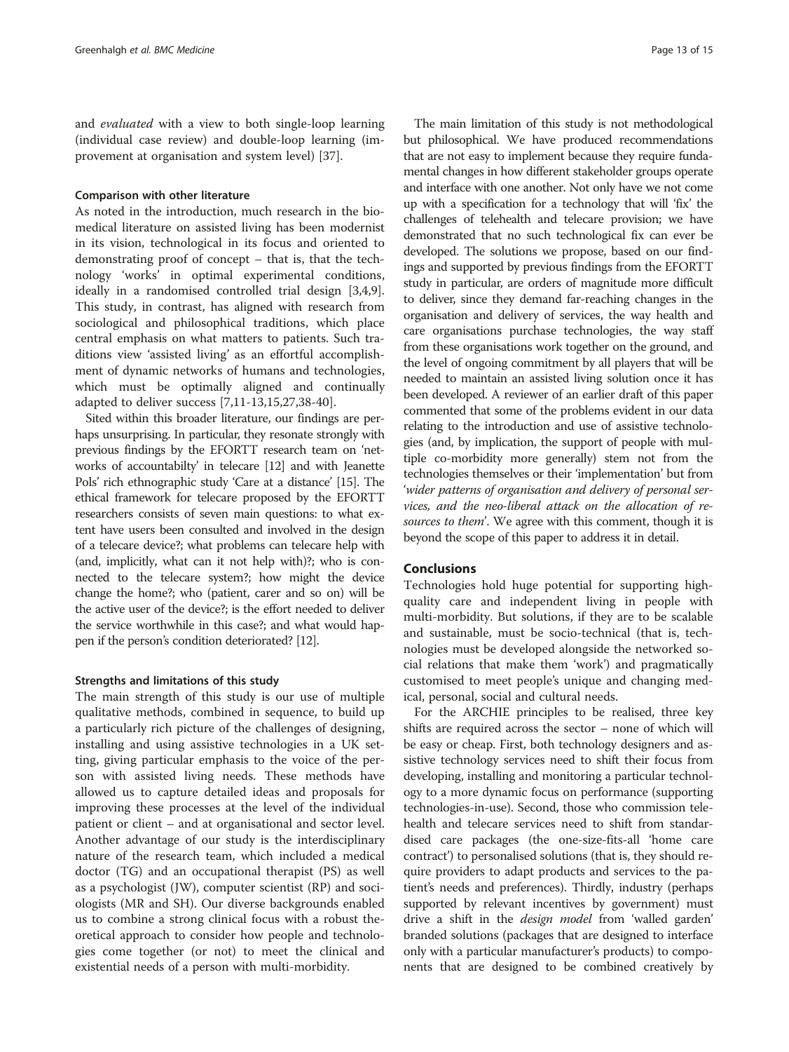and *evaluated* with a view to both single-loop learning (individual case review) and double-loop learning (improvement at organisation and system level) [37].

### Comparison with other literature

As noted in the introduction, much research in the biomedical literature on assisted living has been modernist in its vision, technological in its focus and oriented to demonstrating proof of concept – that is, that the technology 'works' in optimal experimental conditions, ideally in a randomised controlled trial design [3,4,9]. This study, in contrast, has aligned with research from sociological and philosophical traditions, which place central emphasis on what matters to patients. Such traditions view 'assisted living' as an effortful accomplishment of dynamic networks of humans and technologies, which must be optimally aligned and continually adapted to deliver success [7,11-13,15,27,38-40].

Sited within this broader literature, our findings are perhaps unsurprising. In particular, they resonate strongly with previous findings by the EFORTT research team on 'networks of accountabilty' in telecare [12] and with Jeanette Pols' rich ethnographic study 'Care at a distance' [15]. The ethical framework for telecare proposed by the EFORTT researchers consists of seven main questions: to what extent have users been consulted and involved in the design of a telecare device?; what problems can telecare help with (and, implicitly, what can it not help with)?; who is connected to the telecare system?; how might the device change the home?; who (patient, carer and so on) will be the active user of the device?; is the effort needed to deliver the service worthwhile in this case?; and what would happen if the person's condition deteriorated? [12].

### Strengths and limitations of this study

The main strength of this study is our use of multiple qualitative methods, combined in sequence, to build up a particularly rich picture of the challenges of designing, installing and using assistive technologies in a UK setting, giving particular emphasis to the voice of the person with assisted living needs. These methods have allowed us to capture detailed ideas and proposals for improving these processes at the level of the individual patient or client – and at organisational and sector level. Another advantage of our study is the interdisciplinary nature of the research team, which included a medical doctor (TG) and an occupational therapist (PS) as well as a psychologist (JW), computer scientist (RP) and sociologists (MR and SH). Our diverse backgrounds enabled us to combine a strong clinical focus with a robust theoretical approach to consider how people and technologies come together (or not) to meet the clinical and existential needs of a person with multi-morbidity.

The main limitation of this study is not methodological but philosophical. We have produced recommendations that are not easy to implement because they require fundamental changes in how different stakeholder groups operate and interface with one another. Not only have we not come up with a specification for a technology that will 'fix' the challenges of telehealth and telecare provision; we have demonstrated that no such technological fix can ever be developed. The solutions we propose, based on our findings and supported by previous findings from the EFORTT study in particular, are orders of magnitude more difficult to deliver, since they demand far-reaching changes in the organisation and delivery of services, the way health and care organisations purchase technologies, the way staff from these organisations work together on the ground, and the level of ongoing commitment by all players that will be needed to maintain an assisted living solution once it has been developed. A reviewer of an earlier draft of this paper commented that some of the problems evident in our data relating to the introduction and use of assistive technologies (and, by implication, the support of people with multiple co-morbidity more generally) stem not from the technologies themselves or their 'implementation' but from '*wider patterns of organisation and delivery of personal services, and the neo-liberal attack on the allocation of resources to them*'. We agree with this comment, though it is beyond the scope of this paper to address it in detail.

## Conclusions

Technologies hold huge potential for supporting high-quality care and independent living in people with multi-morbidity. But solutions, if they are to be scalable and sustainable, must be socio-technical (that is, technologies must be developed alongside the networked social relations that make them 'work') and pragmatically customised to meet people's unique and changing medical, personal, social and cultural needs.

For the ARCHIE principles to be realised, three key shifts are required across the sector – none of which will be easy or cheap. First, both technology designers and assistive technology services need to shift their focus from developing, installing and monitoring a particular technology to a more dynamic focus on performance (supporting technologies-in-use). Second, those who commission telehealth and telecare services need to shift from standardised care packages (the one-size-fits-all 'home care contract') to personalised solutions (that is, they should require providers to adapt products and services to the patient's needs and preferences). Thirdly, industry (perhaps supported by relevant incentives by government) must drive a shift in the *design model* from 'walled garden' branded solutions (packages that are designed to interface only with a particular manufacturer's products) to components that are designed to be combined creatively by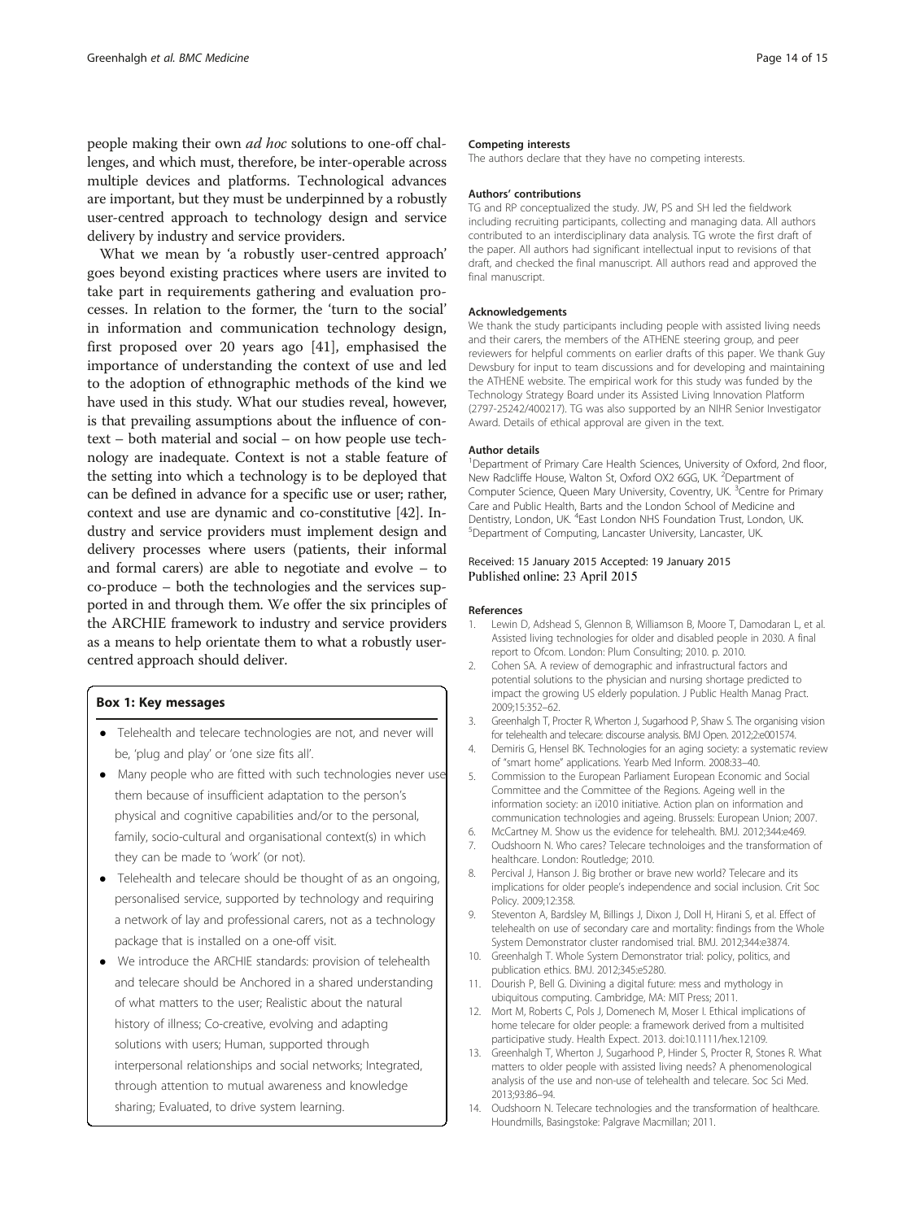people making their own *ad hoc* solutions to one-off challenges, and which must, therefore, be inter-operable across multiple devices and platforms. Technological advances are important, but they must be underpinned by a robustly user-centred approach to technology design and service delivery by industry and service providers.

What we mean by 'a robustly user-centred approach' goes beyond existing practices where users are invited to take part in requirements gathering and evaluation processes. In relation to the former, the 'turn to the social' in information and communication technology design, first proposed over 20 years ago [41], emphasised the importance of understanding the context of use and led to the adoption of ethnographic methods of the kind we have used in this study. What our studies reveal, however, is that prevailing assumptions about the influence of context – both material and social – on how people use technology are inadequate. Context is not a stable feature of the setting into which a technology is to be deployed that can be defined in advance for a specific use or user; rather, context and use are dynamic and co-constitutive [42]. Industry and service providers must implement design and delivery processes where users (patients, their informal and formal carers) are able to negotiate and evolve – to co-produce – both the technologies and the services supported in and through them. We offer the six principles of the ARCHIE framework to industry and service providers as a means to help orientate them to what a robustly user-centred approach should deliver.

### Box 1: Key messages

- Telehealth and telecare technologies are not, and never will be, 'plug and play' or 'one size fits all'.
- Many people who are fitted with such technologies never use them because of insufficient adaptation to the person's physical and cognitive capabilities and/or to the personal, family, socio-cultural and organisational context(s) in which they can be made to 'work' (or not).
- Telehealth and telecare should be thought of as an ongoing, personalised service, supported by technology and requiring a network of lay and professional carers, not as a technology package that is installed on a one-off visit.
- We introduce the ARCHIE standards: provision of telehealth and telecare should be Anchored in a shared understanding of what matters to the user; Realistic about the natural history of illness; Co-creative, evolving and adapting solutions with users; Human, supported through interpersonal relationships and social networks; Integrated, through attention to mutual awareness and knowledge sharing; Evaluated, to drive system learning.

#### Competing interests
The authors declare that they have no competing interests.

#### Authors' contributions
TG and RP conceptualized the study. JW, PS and SH led the fieldwork including recruiting participants, collecting and managing data. All authors contributed to an interdisciplinary data analysis. TG wrote the first draft of the paper. All authors had significant intellectual input to revisions of that draft, and checked the final manuscript. All authors read and approved the final manuscript.

#### Acknowledgements
We thank the study participants including people with assisted living needs and their carers, the members of the ATHENE steering group, and peer reviewers for helpful comments on earlier drafts of this paper. We thank Guy Dewsbury for input to team discussions and for developing and maintaining the ATHENE website. The empirical work for this study was funded by the Technology Strategy Board under its Assisted Living Innovation Platform (2797-25242/400217). TG was also supported by an NIHR Senior Investigator Award. Details of ethical approval are given in the text.

#### Author details
[1]Department of Primary Care Health Sciences, University of Oxford, 2nd floor, New Radcliffe House, Walton St, Oxford OX2 6GG, UK. [2]Department of Computer Science, Queen Mary University, Coventry, UK. [3]Centre for Primary Care and Public Health, Barts and the London School of Medicine and Dentistry, London, UK. [4]East London NHS Foundation Trust, London, UK. [5]Department of Computing, Lancaster University, Lancaster, UK.

Received: 15 January 2015 Accepted: 19 January 2015
Published online: 23 April 2015

#### References
1. Lewin D, Adshead S, Glennon B, Williamson B, Moore T, Damodaran L, et al. Assisted living technologies for older and disabled people in 2030. A final report to Ofcom. London: Plum Consulting; 2010. p. 2010.
2. Cohen SA. A review of demographic and infrastructural factors and potential solutions to the physician and nursing shortage predicted to impact the growing US elderly population. J Public Health Manag Pract. 2009;15:352–62.
3. Greenhalgh T, Procter R, Wherton J, Sugarhood P, Shaw S. The organising vision for telehealth and telecare: discourse analysis. BMJ Open. 2012;2:e001574.
4. Demiris G, Hensel BK. Technologies for an aging society: a systematic review of "smart home" applications. Yearb Med Inform. 2008:33–40.
5. Commission to the European Parliament European Economic and Social Committee and the Committee of the Regions. Ageing well in the information society: an i2010 initiative. Action plan on information and communication technologies and ageing. Brussels: European Union; 2007.
6. McCartney M. Show us the evidence for telehealth. BMJ. 2012;344:e469.
7. Oudshoorn N. Who cares? Telecare technoloiges and the transformation of healthcare. London: Routledge; 2010.
8. Percival J, Hanson J. Big brother or brave new world? Telecare and its implications for older people's independence and social inclusion. Crit Soc Policy. 2009;12:358.
9. Steventon A, Bardsley M, Billings J, Dixon J, Doll H, Hirani S, et al. Effect of telehealth on use of secondary care and mortality: findings from the Whole System Demonstrator cluster randomised trial. BMJ. 2012;344:e3874.
10. Greenhalgh T. Whole System Demonstrator trial: policy, politics, and publication ethics. BMJ. 2012;345:e5280.
11. Dourish P, Bell G. Divining a digital future: mess and mythology in ubiquitous computing. Cambridge, MA: MIT Press; 2011.
12. Mort M, Roberts C, Pols J, Domenech M, Moser I. Ethical implications of home telecare for older people: a framework derived from a multisited participative study. Health Expect. 2013. doi:10.1111/hex.12109.
13. Greenhalgh T, Wherton J, Sugarhood P, Hinder S, Procter R, Stones R. What matters to older people with assisted living needs? A phenomenological analysis of the use and non-use of telehealth and telecare. Soc Sci Med. 2013;93:86–94.
14. Oudshoorn N. Telecare technologies and the transformation of healthcare. Houndmills, Basingstoke: Palgrave Macmillan; 2011.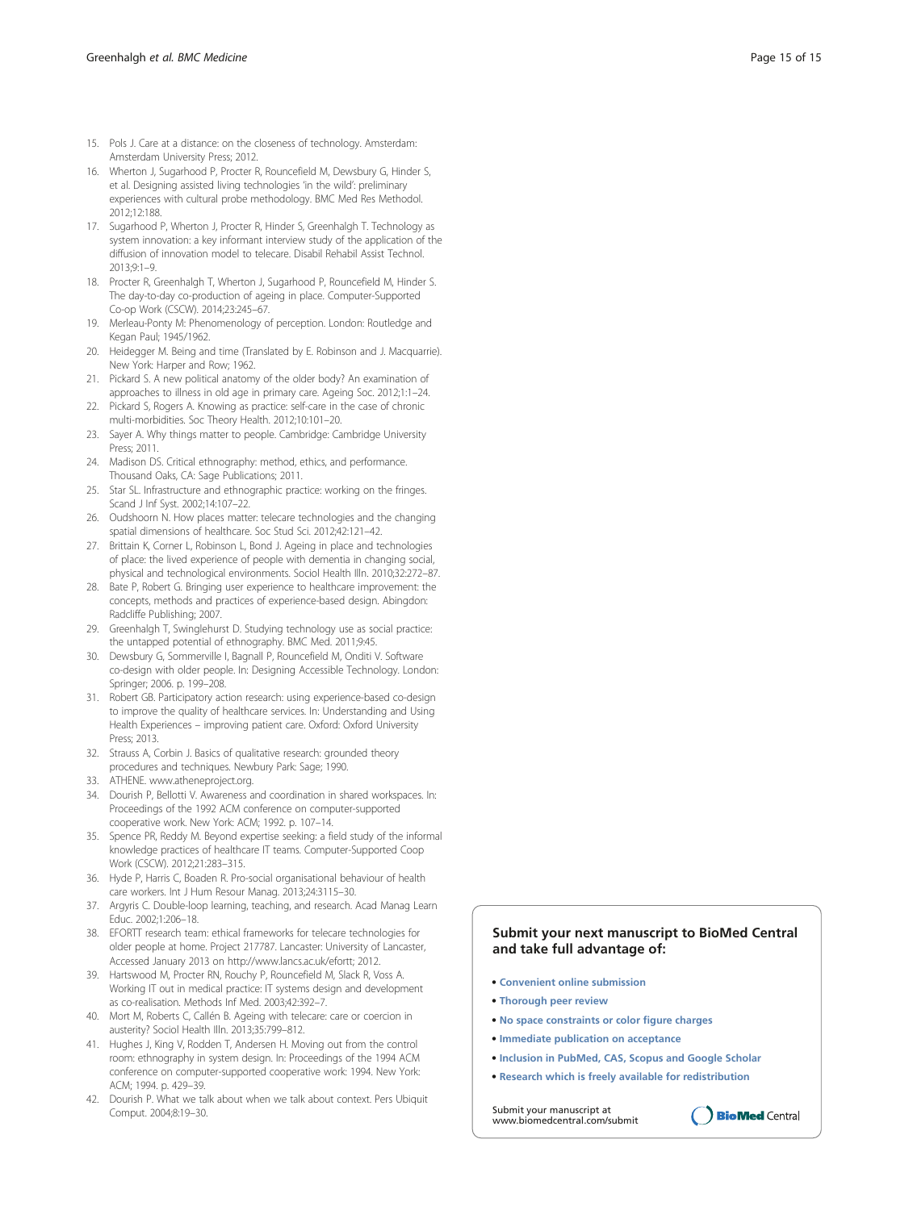15. Pols J. Care at a distance: on the closeness of technology. Amsterdam: Amsterdam University Press; 2012.
16. Wherton J, Sugarhood P, Procter R, Rouncefield M, Dewsbury G, Hinder S, et al. Designing assisted living technologies 'in the wild': preliminary experiences with cultural probe methodology. BMC Med Res Methodol. 2012;12:188.
17. Sugarhood P, Wherton J, Procter R, Hinder S, Greenhalgh T. Technology as system innovation: a key informant interview study of the application of the diffusion of innovation model to telecare. Disabil Rehabil Assist Technol. 2013;9:1–9.
18. Procter R, Greenhalgh T, Wherton J, Sugarhood P, Rouncefield M, Hinder S. The day-to-day co-production of ageing in place. Computer-Supported Co-op Work (CSCW). 2014;23:245–67.
19. Merleau-Ponty M: Phenomenology of perception. London: Routledge and Kegan Paul; 1945/1962.
20. Heidegger M. Being and time (Translated by E. Robinson and J. Macquarrie). New York: Harper and Row; 1962.
21. Pickard S. A new political anatomy of the older body? An examination of approaches to illness in old age in primary care. Ageing Soc. 2012;1:1–24.
22. Pickard S, Rogers A. Knowing as practice: self-care in the case of chronic multi-morbidities. Soc Theory Health. 2012;10:101–20.
23. Sayer A. Why things matter to people. Cambridge: Cambridge University Press; 2011.
24. Madison DS. Critical ethnography: method, ethics, and performance. Thousand Oaks, CA: Sage Publications; 2011.
25. Star SL. Infrastructure and ethnographic practice: working on the fringes. Scand J Inf Syst. 2002;14:107–22.
26. Oudshoorn N. How places matter: telecare technologies and the changing spatial dimensions of healthcare. Soc Stud Sci. 2012;42:121–42.
27. Brittain K, Corner L, Robinson L, Bond J. Ageing in place and technologies of place: the lived experience of people with dementia in changing social, physical and technological environments. Sociol Health Illn. 2010;32:272–87.
28. Bate P, Robert G. Bringing user experience to healthcare improvement: the concepts, methods and practices of experience-based design. Abingdon: Radcliffe Publishing; 2007.
29. Greenhalgh T, Swinglehurst D. Studying technology use as social practice: the untapped potential of ethnography. BMC Med. 2011;9:45.
30. Dewsbury G, Sommerville I, Bagnall P, Rouncefield M, Onditi V. Software co-design with older people. In: Designing Accessible Technology. London: Springer; 2006. p. 199–208.
31. Robert GB. Participatory action research: using experience-based co-design to improve the quality of healthcare services. In: Understanding and Using Health Experiences – improving patient care. Oxford: Oxford University Press; 2013.
32. Strauss A, Corbin J. Basics of qualitative research: grounded theory procedures and techniques. Newbury Park: Sage; 1990.
33. ATHENE. www.atheneproject.org.
34. Dourish P, Bellotti V. Awareness and coordination in shared workspaces. In: Proceedings of the 1992 ACM conference on computer-supported cooperative work. New York: ACM; 1992. p. 107–14.
35. Spence PR, Reddy M. Beyond expertise seeking: a field study of the informal knowledge practices of healthcare IT teams. Computer-Supported Coop Work (CSCW). 2012;21:283–315.
36. Hyde P, Harris C, Boaden R. Pro-social organisational behaviour of health care workers. Int J Hum Resour Manag. 2013;24:3115–30.
37. Argyris C. Double-loop learning, teaching, and research. Acad Manag Learn Educ. 2002;1:206–18.
38. EFORTT research team: ethical frameworks for telecare technologies for older people at home. Project 217787. Lancaster: University of Lancaster, Accessed January 2013 on http://www.lancs.ac.uk/efortt; 2012.
39. Hartswood M, Procter RN, Rouchy P, Rouncefield M, Slack R, Voss A. Working IT out in medical practice: IT systems design and development as co-realisation. Methods Inf Med. 2003;42:392–7.
40. Mort M, Roberts C, Callén B. Ageing with telecare: care or coercion in austerity? Sociol Health Illn. 2013;35:799–812.
41. Hughes J, King V, Rodden T, Andersen H. Moving out from the control room: ethnography in system design. In: Proceedings of the 1994 ACM conference on computer-supported cooperative work: 1994. New York: ACM; 1994. p. 429–39.
42. Dourish P. What we talk about when we talk about context. Pers Ubiquit Comput. 2004;8:19–30.

**Submit your next manuscript to BioMed Central and take full advantage of:**

- Convenient online submission
- Thorough peer review
- No space constraints or color figure charges
- Immediate publication on acceptance
- Inclusion in PubMed, CAS, Scopus and Google Scholar
- Research which is freely available for redistribution

Submit your manuscript at www.biomedcentral.com/submit

BioMed Central